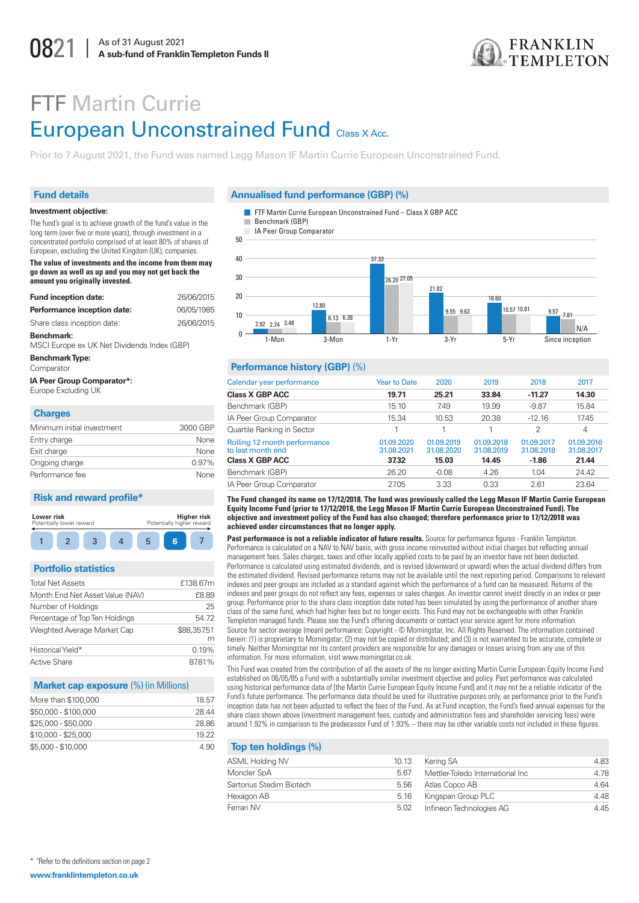0821 | As of 31 August 2021
**A sub-fund of Franklin Templeton Funds II**

# FTF Martin Currie European Unconstrained Fund Class X Acc.

Prior to 7 August 2021, the Fund was named Legg Mason IF Martin Currie European Unconstrained Fund.

## Fund details

**Investment objective:**

The fund's goal is to achieve growth of the fund's value in the long term (over five or more years), through investment in a concentrated portfolio comprised of at least 80% of shares of European, excluding the United Kingdom (UK), companies.

**The value of investments and the income from them may go down as well as up and you may not get back the amount you originally invested.**

| | |
|---|---|
| **Fund inception date:** | 26/06/2015 |
| **Performance inception date:** | 06/05/1985 |
| Share class inception date: | 26/06/2015 |

**Benchmark:**
MSCI Europe ex UK Net Dividends Index (GBP)

**Benchmark Type:**
Comparator

**IA Peer Group Comparator*:**
Europe Excluding UK

## Charges

| | |
|---|---|
| Minimum initial investment | 3000 GBP |
| Entry charge | None |
| Exit charge | None |
| Ongoing charge | 0.97% |
| Performance fee | None |

## Risk and reward profile*

Lower risk – Potentially lower reward | Higher risk – Potentially higher reward

1 2 3 4 5 **6** 7

## Portfolio statistics

| | |
|---|---|
| Total Net Assets | £138.67m |
| Month End Net Asset Value (NAV) | £8.89 |
| Number of Holdings | 25 |
| Percentage of Top Ten Holdings | 54.72 |
| Weighted Average Market Cap | $88,357.51m |
| Historical Yield* | 0.19% |
| Active Share | 87.81% |

## Market cap exposure (%) (in Millions)

| | |
|---|---|
| More than $100,000 | 18.57 |
| $50,000 - $100,000 | 28.44 |
| $25,000 - $50,000 | 28.86 |
| $10,000 - $25,000 | 19.22 |
| $5,000 - $10,000 | 4.90 |

## Annualised fund performance (GBP) (%)

| | 1-Mon | 3-Mon | 1-Yr | 3-Yr | 5-Yr | Since inception |
|---|---|---|---|---|---|---|
| FTF Martin Currie European Unconstrained Fund – Class X GBP ACC | 2.92 | 12.80 | 37.32 | 21.82 | 16.60 | 9.57 |
| Benchmark (GBP) | 2.74 | 6.13 | 26.20 | 9.55 | 10.57 | 7.81 |
| IA Peer Group Comparator | 3.48 | 6.38 | 27.05 | 9.62 | 10.81 | N/A |

## Performance history (GBP) (%)

| Calendar year performance | Year to Date | 2020 | 2019 | 2018 | 2017 |
|---|---|---|---|---|---|
| **Class X GBP ACC** | **19.71** | **25.21** | **33.84** | **-11.27** | **14.30** |
| Benchmark (GBP) | 15.10 | 7.49 | 19.99 | -9.87 | 15.84 |
| IA Peer Group Comparator | 15.34 | 10.53 | 20.38 | -12.16 | 17.45 |
| Quartile Ranking in Sector | 1 | 1 | 1 | 2 | 4 |

| Rolling 12 month performance to last month end | 01.09.2020 31.08.2021 | 01.09.2019 31.08.2020 | 01.09.2018 31.08.2019 | 01.09.2017 31.08.2018 | 01.09.2016 31.08.2017 |
|---|---|---|---|---|---|
| **Class X GBP ACC** | **37.32** | **15.03** | **14.45** | **-1.86** | **21.44** |
| Benchmark (GBP) | 26.20 | -0.08 | 4.26 | 1.04 | 24.42 |
| IA Peer Group Comparator | 27.05 | 3.33 | 0.33 | 2.61 | 23.64 |

**The Fund changed its name on 17/12/2018. The fund was previously called the Legg Mason IF Martin Currie European Equity Income Fund (prior to 17/12/2018, the Legg Mason IF Martin Currie European Unconstrained Fund). The objective and investment policy of the Fund has also changed; therefore performance prior to 17/12/2018 was achieved under circumstances that no longer apply.**

**Past performance is not a reliable indicator of future results.** Source for performance figures - Franklin Templeton. Performance is calculated on a NAV to NAV basis, with gross income reinvested without initial charges but reflecting annual management fees. Sales charges, taxes and other locally applied costs to be paid by an investor have not been deducted. Performance is calculated using estimated dividends, and is revised (downward or upward) when the actual dividend differs from the estimated dividend. Revised performance returns may not be available until the next reporting period. Comparisons to relevant indexes and peer groups are included as a standard against which the performance of a fund can be measured. Returns of the indexes and peer groups do not reflect any fees, expenses or sales charges. An investor cannot invest directly in an index or peer group. Performance prior to the share class inception date noted has been simulated by using the performance of another share class of the same fund, which had higher fees but no longer exists. This Fund may not be exchangeable with other Franklin Templeton managed funds. Please see the Fund's offering documents or contact your service agent for more information. Source for sector average (mean) performance: Copyright - © Morningstar, Inc. All Rights Reserved. The information contained herein: (1) is proprietary to Morningstar; (2) may not be copied or distributed; and (3) is not warranted to be accurate, complete or timely. Neither Morningstar nor its content providers are responsible for any damages or losses arising from any use of this information. For more information, visit www.morningstar.co.uk.

This Fund was created from the contribution of all the assets of the no longer existing Martin Currie European Equity Income Fund established on 06/05/85 a Fund with a substantially similar investment objective and policy. Past performance was calculated using historical performance data of [the Martin Currie European Equity Income Fund] and it may not be a reliable indicator of the Fund's future performance. The performance data should be used for illustrative purposes only, as performance prior to the Fund's inception date has not been adjusted to reflect the fees of the Fund. As at Fund inception, the Fund's fixed annual expenses for the share class shown above (investment management fees, custody and administration fees and shareholder servicing fees) were around 1.92% in comparison to the predecessor Fund of 1.93% – there may be other variable costs not included in these figures.

## Top ten holdings (%)

| | |
|---|---|
| ASML Holding NV | 10.13 |
| Moncler SpA | 5.67 |
| Sartorius Stedim Biotech | 5.56 |
| Hexagon AB | 5.16 |
| Ferrari NV | 5.02 |
| Kering SA | 4.83 |
| Mettler-Toledo International Inc | 4.78 |
| Atlas Copco AB | 4.64 |
| Kingspan Group PLC | 4.48 |
| Infineon Technologies AG | 4.45 |

* *Refer to the definitions section on page 2

www.franklintempleton.co.uk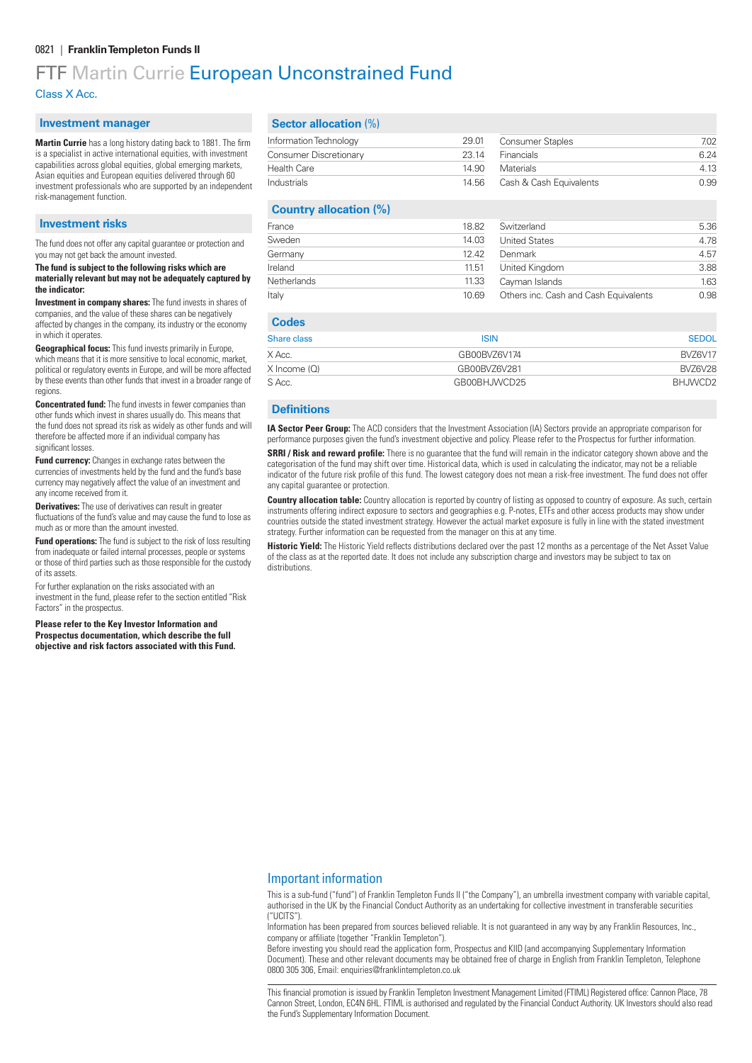# FTF Martin Currie European Unconstrained Fund

Class X Acc.

## Investment manager

**Martin Currie** has a long history dating back to 1881. The firm is a specialist in active international equities, with investment capabilities across global equities, global emerging markets, Asian equities and European equities delivered through 60 investment professionals who are supported by an independent risk-management function.

## Investment risks

The fund does not offer any capital guarantee or protection and you may not get back the amount invested.

**The fund is subject to the following risks which are materially relevant but may not be adequately captured by the indicator:**

**Investment in company shares:** The fund invests in shares of companies, and the value of these shares can be negatively affected by changes in the company, its industry or the economy in which it operates.

**Geographical focus:** This fund invests primarily in Europe, which means that it is more sensitive to local economic, market, political or regulatory events in Europe, and will be more affected by these events than other funds that invest in a broader range of regions.

**Concentrated fund:** The fund invests in fewer companies than other funds which invest in shares usually do. This means that the fund does not spread its risk as widely as other funds and will therefore be affected more if an individual company has significant losses.

**Fund currency:** Changes in exchange rates between the currencies of investments held by the fund and the fund's base currency may negatively affect the value of an investment and any income received from it.

**Derivatives:** The use of derivatives can result in greater fluctuations of the fund's value and may cause the fund to lose as much as or more than the amount invested.

**Fund operations:** The fund is subject to the risk of loss resulting from inadequate or failed internal processes, people or systems or those of third parties such as those responsible for the custody of its assets.

For further explanation on the risks associated with an investment in the fund, please refer to the section entitled "Risk Factors" in the prospectus.

**Please refer to the Key Investor Information and Prospectus documentation, which describe the full objective and risk factors associated with this Fund.**

## Sector allocation (%)

| | | | |
|---|---|---|---|
| Information Technology | 29.01 | Consumer Staples | 7.02 |
| Consumer Discretionary | 23.14 | Financials | 6.24 |
| Health Care | 14.90 | Materials | 4.13 |
| Industrials | 14.56 | Cash & Cash Equivalents | 0.99 |

## Country allocation (%)

| | | | |
|---|---|---|---|
| France | 18.82 | Switzerland | 5.36 |
| Sweden | 14.03 | United States | 4.78 |
| Germany | 12.42 | Denmark | 4.57 |
| Ireland | 11.51 | United Kingdom | 3.88 |
| Netherlands | 11.33 | Cayman Islands | 1.63 |
| Italy | 10.69 | Others inc. Cash and Cash Equivalents | 0.98 |

## Codes

| Share class | ISIN | SEDOL |
|---|---|---|
| X Acc. | GB00BVZ6V174 | BVZ6V17 |
| X Income (Q) | GB00BVZ6V281 | BVZ6V28 |
| S Acc. | GB00BHJWCD25 | BHJWCD2 |

## Definitions

**IA Sector Peer Group:** The ACD considers that the Investment Association (IA) Sectors provide an appropriate comparison for performance purposes given the fund's investment objective and policy. Please refer to the Prospectus for further information.

**SRRI / Risk and reward profile:** There is no guarantee that the fund will remain in the indicator category shown above and the categorisation of the fund may shift over time. Historical data, which is used in calculating the indicator, may not be a reliable indicator of the future risk profile of this fund. The lowest category does not mean a risk-free investment. The fund does not offer any capital guarantee or protection.

**Country allocation table:** Country allocation is reported by country of listing as opposed to country of exposure. As such, certain instruments offering indirect exposure to sectors and geographies e.g. P-notes, ETFs and other access products may show under countries outside the stated investment strategy. However the actual market exposure is fully in line with the stated investment strategy. Further information can be requested from the manager on this at any time.

**Historic Yield:** The Historic Yield reflects distributions declared over the past 12 months as a percentage of the Net Asset Value of the class as at the reported date. It does not include any subscription charge and investors may be subject to tax on distributions.

## Important information

This is a sub-fund ("fund") of Franklin Templeton Funds II ("the Company"), an umbrella investment company with variable capital, authorised in the UK by the Financial Conduct Authority as an undertaking for collective investment in transferable securities ("UCITS").

Information has been prepared from sources believed reliable. It is not guaranteed in any way by any Franklin Resources, Inc., company or affiliate (together "Franklin Templeton").

Before investing you should read the application form, Prospectus and KIID (and accompanying Supplementary Information Document). These and other relevant documents may be obtained free of charge in English from Franklin Templeton, Telephone 0800 305 306, Email: enquiries@franklintempleton.co.uk

This financial promotion is issued by Franklin Templeton Investment Management Limited (FTIML) Registered office: Cannon Place, 78 Cannon Street, London, EC4N 6HL. FTIML is authorised and regulated by the Financial Conduct Authority. UK Investors should also read the Fund's Supplementary Information Document.